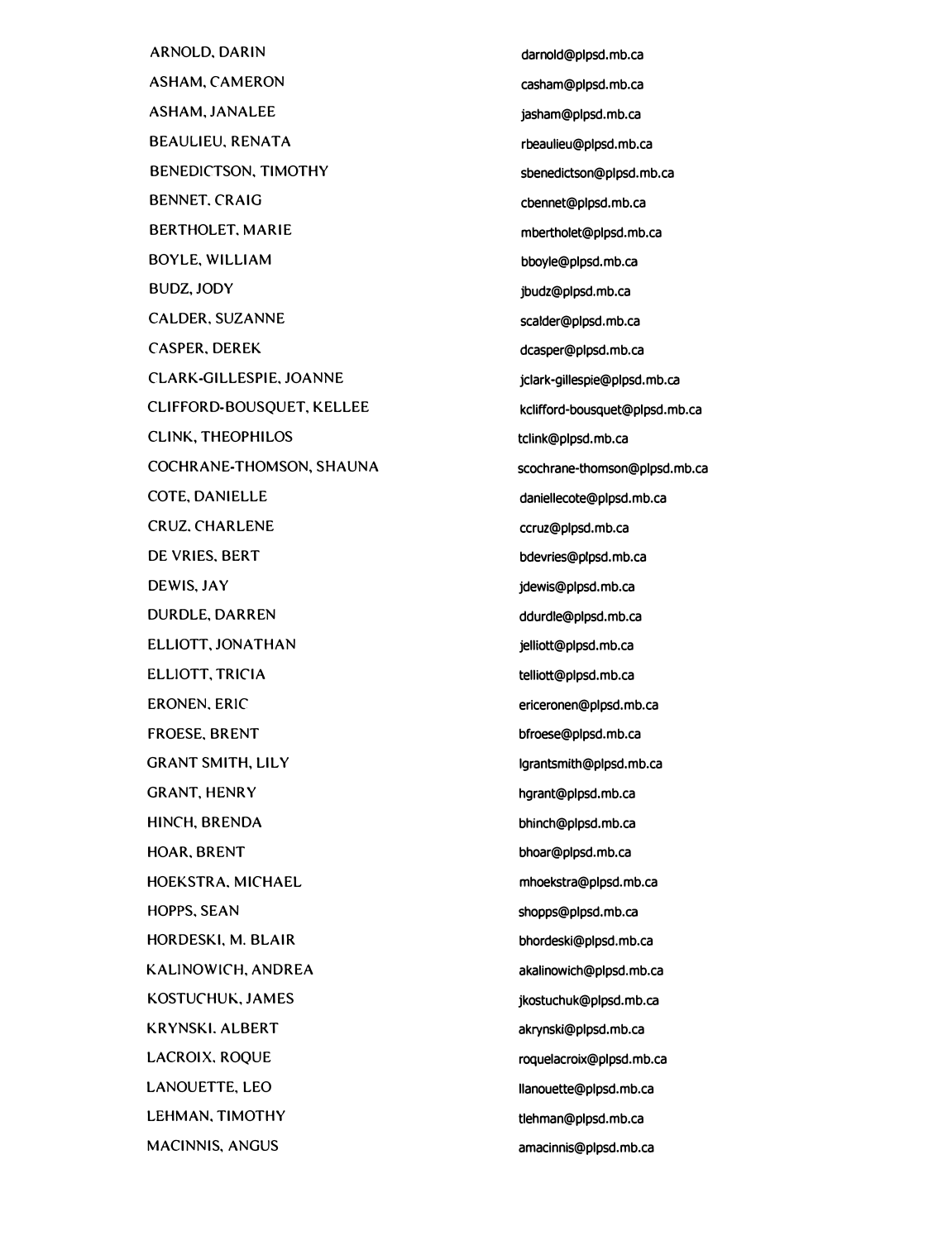| | |
|---|---|
| ARNOLD, DARIN | darnold@plpsd.mb.ca |
| ASHAM, CAMERON | casham@plpsd.mb.ca |
| ASHAM, JANALEE | jasham@plpsd.mb.ca |
| BEAULIEU, RENATA | rbeaulieu@plpsd.mb.ca |
| BENEDICTSON, TIMOTHY | sbenedictson@plpsd.mb.ca |
| BENNET, CRAIG | cbennet@plpsd.mb.ca |
| BERTHOLET, MARIE | mbertholet@plpsd.mb.ca |
| BOYLE, WILLIAM | bboyle@plpsd.mb.ca |
| BUDZ, JODY | jbudz@plpsd.mb.ca |
| CALDER, SUZANNE | scalder@plpsd.mb.ca |
| CASPER, DEREK | dcasper@plpsd.mb.ca |
| CLARK-GILLESPIE, JOANNE | jclark-gillespie@plpsd.mb.ca |
| CLIFFORD-BOUSQUET, KELLEE | kclifford-bousquet@plpsd.mb.ca |
| CLINK, THEOPHILOS | tclink@plpsd.mb.ca |
| COCHRANE-THOMSON, SHAUNA | scochrane-thomson@plpsd.mb.ca |
| COTE, DANIELLE | daniellecote@plpsd.mb.ca |
| CRUZ, CHARLENE | ccruz@plpsd.mb.ca |
| DE VRIES, BERT | bdevries@plpsd.mb.ca |
| DEWIS, JAY | jdewis@plpsd.mb.ca |
| DURDLE, DARREN | ddurdle@plpsd.mb.ca |
| ELLIOTT, JONATHAN | jelliott@plpsd.mb.ca |
| ELLIOTT, TRICIA | telliott@plpsd.mb.ca |
| ERONEN, ERIC | ericeronen@plpsd.mb.ca |
| FROESE, BRENT | bfroese@plpsd.mb.ca |
| GRANT SMITH, LILY | lgrantsmith@plpsd.mb.ca |
| GRANT, HENRY | hgrant@plpsd.mb.ca |
| HINCH, BRENDA | bhinch@plpsd.mb.ca |
| HOAR, BRENT | bhoar@plpsd.mb.ca |
| HOEKSTRA, MICHAEL | mhoekstra@plpsd.mb.ca |
| HOPPS, SEAN | shopps@plpsd.mb.ca |
| HORDESKI, M. BLAIR | bhordeski@plpsd.mb.ca |
| KALINOWICH, ANDREA | akalinowich@plpsd.mb.ca |
| KOSTUCHUK, JAMES | jkostuchuk@plpsd.mb.ca |
| KRYNSKI, ALBERT | akrynski@plpsd.mb.ca |
| LACROIX, ROQUE | roquelacroix@plpsd.mb.ca |
| LANOUETTE, LEO | llanouette@plpsd.mb.ca |
| LEHMAN, TIMOTHY | tlehman@plpsd.mb.ca |
| MACINNIS, ANGUS | amacinnis@plpsd.mb.ca |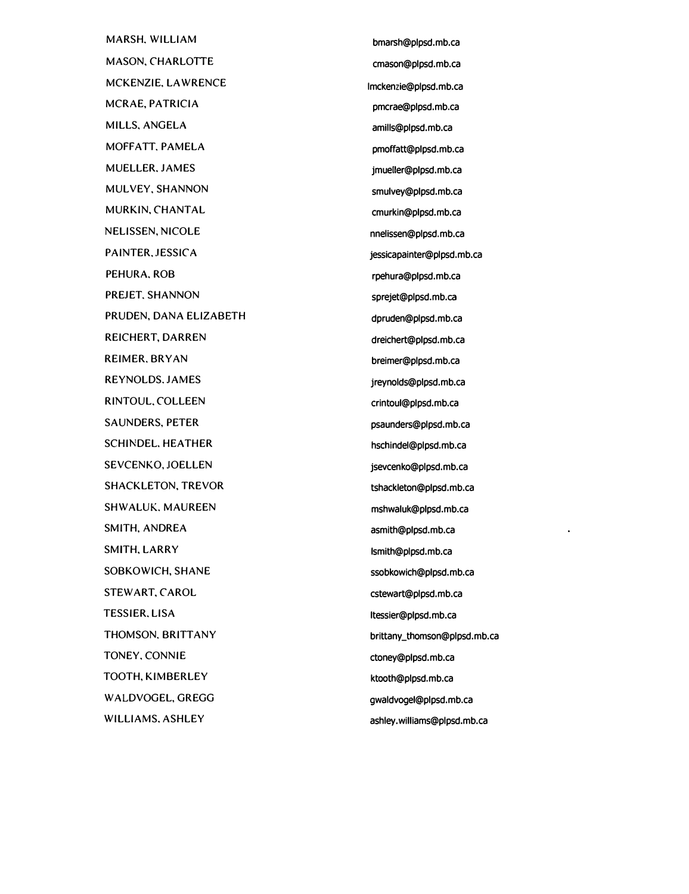| | |
|---|---|
| MARSH, WILLIAM | bmarsh@plpsd.mb.ca |
| MASON, CHARLOTTE | cmason@plpsd.mb.ca |
| MCKENZIE, LAWRENCE | lmckenzie@plpsd.mb.ca |
| MCRAE, PATRICIA | pmcrae@plpsd.mb.ca |
| MILLS, ANGELA | amills@plpsd.mb.ca |
| MOFFATT, PAMELA | pmoffatt@plpsd.mb.ca |
| MUELLER, JAMES | jmueller@plpsd.mb.ca |
| MULVEY, SHANNON | smulvey@plpsd.mb.ca |
| MURKIN, CHANTAL | cmurkin@plpsd.mb.ca |
| NELISSEN, NICOLE | nnelissen@plpsd.mb.ca |
| PAINTER, JESSICA | jessicapainter@plpsd.mb.ca |
| PEHURA, ROB | rpehura@plpsd.mb.ca |
| PREJET, SHANNON | sprejet@plpsd.mb.ca |
| PRUDEN, DANA ELIZABETH | dpruden@plpsd.mb.ca |
| REICHERT, DARREN | dreichert@plpsd.mb.ca |
| REIMER, BRYAN | breimer@plpsd.mb.ca |
| REYNOLDS, JAMES | jreynolds@plpsd.mb.ca |
| RINTOUL, COLLEEN | crintoul@plpsd.mb.ca |
| SAUNDERS, PETER | psaunders@plpsd.mb.ca |
| SCHINDEL, HEATHER | hschindel@plpsd.mb.ca |
| SEVCENKO, JOELLEN | jsevcenko@plpsd.mb.ca |
| SHACKLETON, TREVOR | tshackleton@plpsd.mb.ca |
| SHWALUK, MAUREEN | mshwaluk@plpsd.mb.ca |
| SMITH, ANDREA | asmith@plpsd.mb.ca |
| SMITH, LARRY | lsmith@plpsd.mb.ca |
| SOBKOWICH, SHANE | ssobkowich@plpsd.mb.ca |
| STEWART, CAROL | cstewart@plpsd.mb.ca |
| TESSIER, LISA | ltessier@plpsd.mb.ca |
| THOMSON, BRITTANY | brittany_thomson@plpsd.mb.ca |
| TONEY, CONNIE | ctoney@plpsd.mb.ca |
| TOOTH, KIMBERLEY | ktooth@plpsd.mb.ca |
| WALDVOGEL, GREGG | gwaldvogel@plpsd.mb.ca |
| WILLIAMS, ASHLEY | ashley.williams@plpsd.mb.ca |